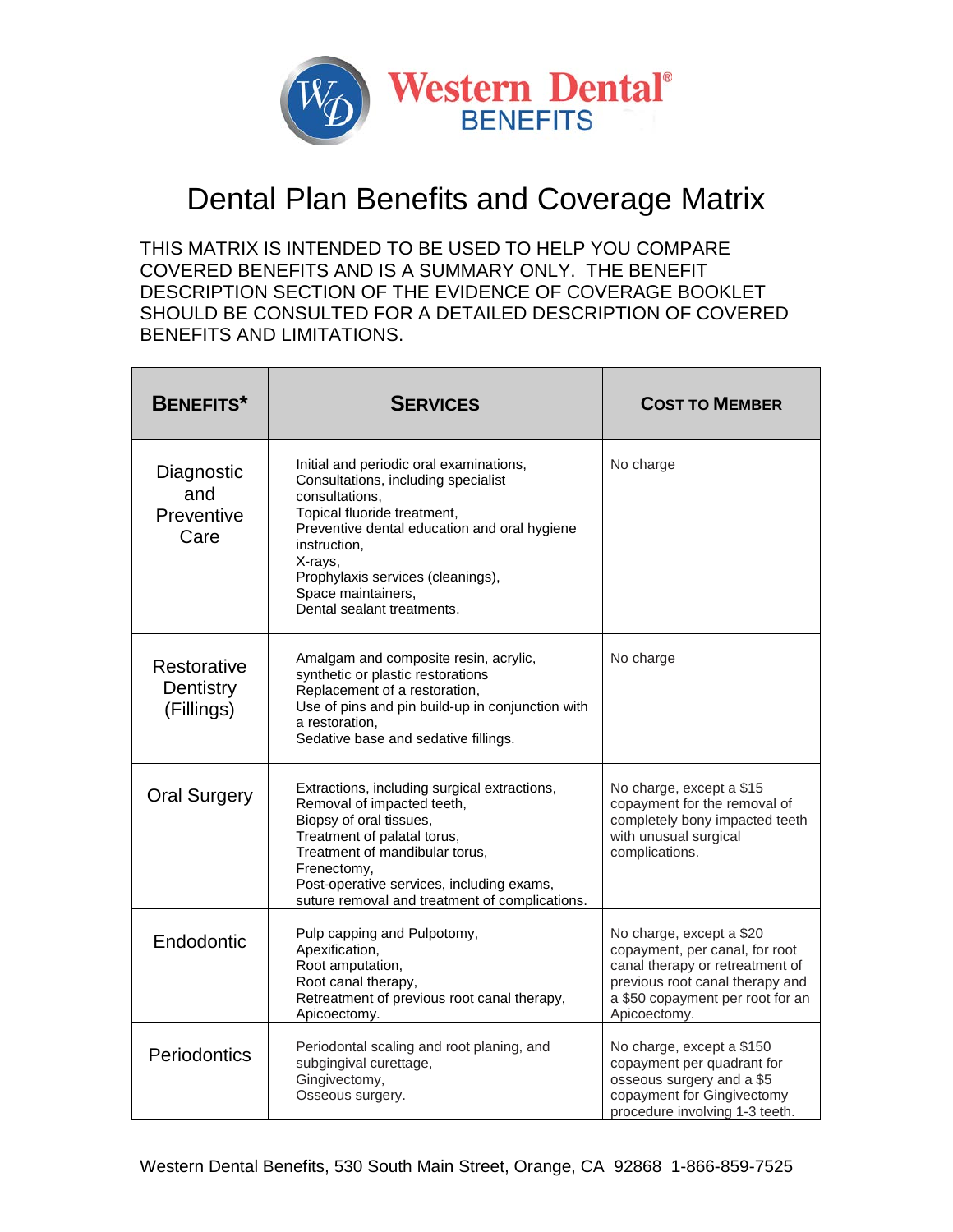Western Dental® BENEFITS

# Dental Plan Benefits and Coverage Matrix

THIS MATRIX IS INTENDED TO BE USED TO HELP YOU COMPARE COVERED BENEFITS AND IS A SUMMARY ONLY. THE BENEFIT DESCRIPTION SECTION OF THE EVIDENCE OF COVERAGE BOOKLET SHOULD BE CONSULTED FOR A DETAILED DESCRIPTION OF COVERED BENEFITS AND LIMITATIONS.

| BENEFITS* | SERVICES | COST TO MEMBER |
|---|---|---|
| Diagnostic and Preventive Care | Initial and periodic oral examinations,<br>Consultations, including specialist consultations,<br>Topical fluoride treatment,<br>Preventive dental education and oral hygiene instruction,<br>X-rays,<br>Prophylaxis services (cleanings),<br>Space maintainers,<br>Dental sealant treatments. | No charge |
| Restorative Dentistry (Fillings) | Amalgam and composite resin, acrylic, synthetic or plastic restorations<br>Replacement of a restoration,<br>Use of pins and pin build-up in conjunction with a restoration,<br>Sedative base and sedative fillings. | No charge |
| Oral Surgery | Extractions, including surgical extractions,<br>Removal of impacted teeth,<br>Biopsy of oral tissues,<br>Treatment of palatal torus,<br>Treatment of mandibular torus,<br>Frenectomy,<br>Post-operative services, including exams, suture removal and treatment of complications. | No charge, except a $15 copayment for the removal of completely bony impacted teeth with unusual surgical complications. |
| Endodontic | Pulp capping and Pulpotomy,<br>Apexification,<br>Root amputation,<br>Root canal therapy,<br>Retreatment of previous root canal therapy,<br>Apicoectomy. | No charge, except a $20 copayment, per canal, for root canal therapy or retreatment of previous root canal therapy and a $50 copayment per root for an Apicoectomy. |
| Periodontics | Periodontal scaling and root planing, and subgingival curettage,<br>Gingivectomy,<br>Osseous surgery. | No charge, except a $150 copayment per quadrant for osseous surgery and a $5 copayment for Gingivectomy procedure involving 1-3 teeth. |

Western Dental Benefits, 530 South Main Street, Orange, CA 92868 1-866-859-7525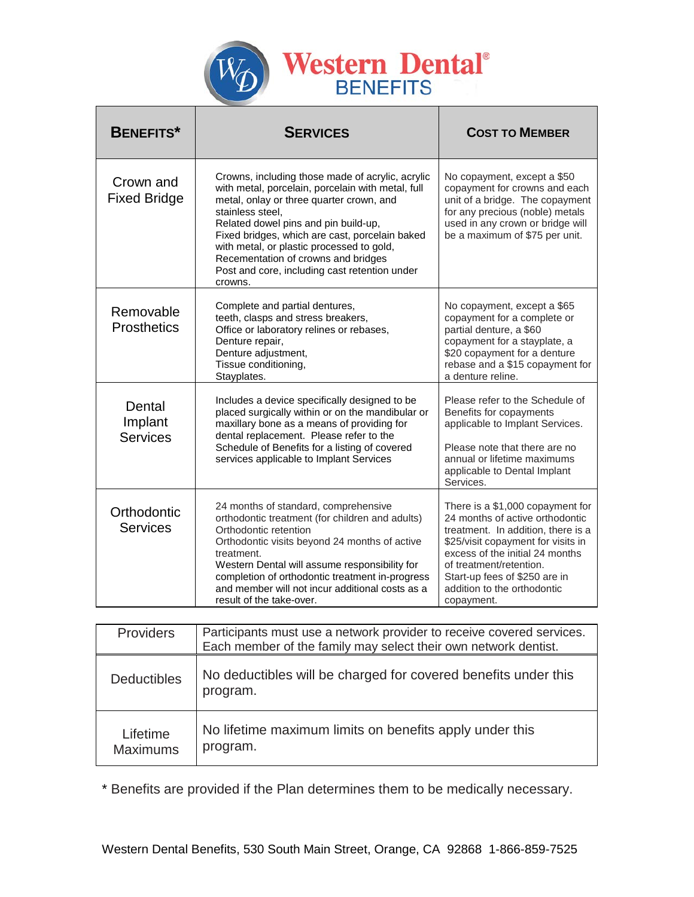# Western Dental® BENEFITS

| BENEFITS* | SERVICES | COST TO MEMBER |
|---|---|---|
| Crown and Fixed Bridge | Crowns, including those made of acrylic, acrylic with metal, porcelain, porcelain with metal, full metal, onlay or three quarter crown, and stainless steel, Related dowel pins and pin build-up, Fixed bridges, which are cast, porcelain baked with metal, or plastic processed to gold, Recementation of crowns and bridges Post and core, including cast retention under crowns. | No copayment, except a $50 copayment for crowns and each unit of a bridge. The copayment for any precious (noble) metals used in any crown or bridge will be a maximum of $75 per unit. |
| Removable Prosthetics | Complete and partial dentures, teeth, clasps and stress breakers, Office or laboratory relines or rebases, Denture repair, Denture adjustment, Tissue conditioning, Stayplates. | No copayment, except a $65 copayment for a complete or partial denture, a $60 copayment for a stayplate, a $20 copayment for a denture rebase and a $15 copayment for a denture reline. |
| Dental Implant Services | Includes a device specifically designed to be placed surgically within or on the mandibular or maxillary bone as a means of providing for dental replacement. Please refer to the Schedule of Benefits for a listing of covered services applicable to Implant Services | Please refer to the Schedule of Benefits for copayments applicable to Implant Services.<br><br>Please note that there are no annual or lifetime maximums applicable to Dental Implant Services. |
| Orthodontic Services | 24 months of standard, comprehensive orthodontic treatment (for children and adults) Orthodontic retention Orthodontic visits beyond 24 months of active treatment. Western Dental will assume responsibility for completion of orthodontic treatment in-progress and member will not incur additional costs as a result of the take-over. | There is a $1,000 copayment for 24 months of active orthodontic treatment. In addition, there is a $25/visit copayment for visits in excess of the initial 24 months of treatment/retention. Start-up fees of $250 are in addition to the orthodontic copayment. |

| | |
|---|---|
| Providers | Participants must use a network provider to receive covered services. Each member of the family may select their own network dentist. |
| Deductibles | No deductibles will be charged for covered benefits under this program. |
| Lifetime Maximums | No lifetime maximum limits on benefits apply under this program. |

* Benefits are provided if the Plan determines them to be medically necessary.

Western Dental Benefits, 530 South Main Street, Orange, CA 92868 1-866-859-7525